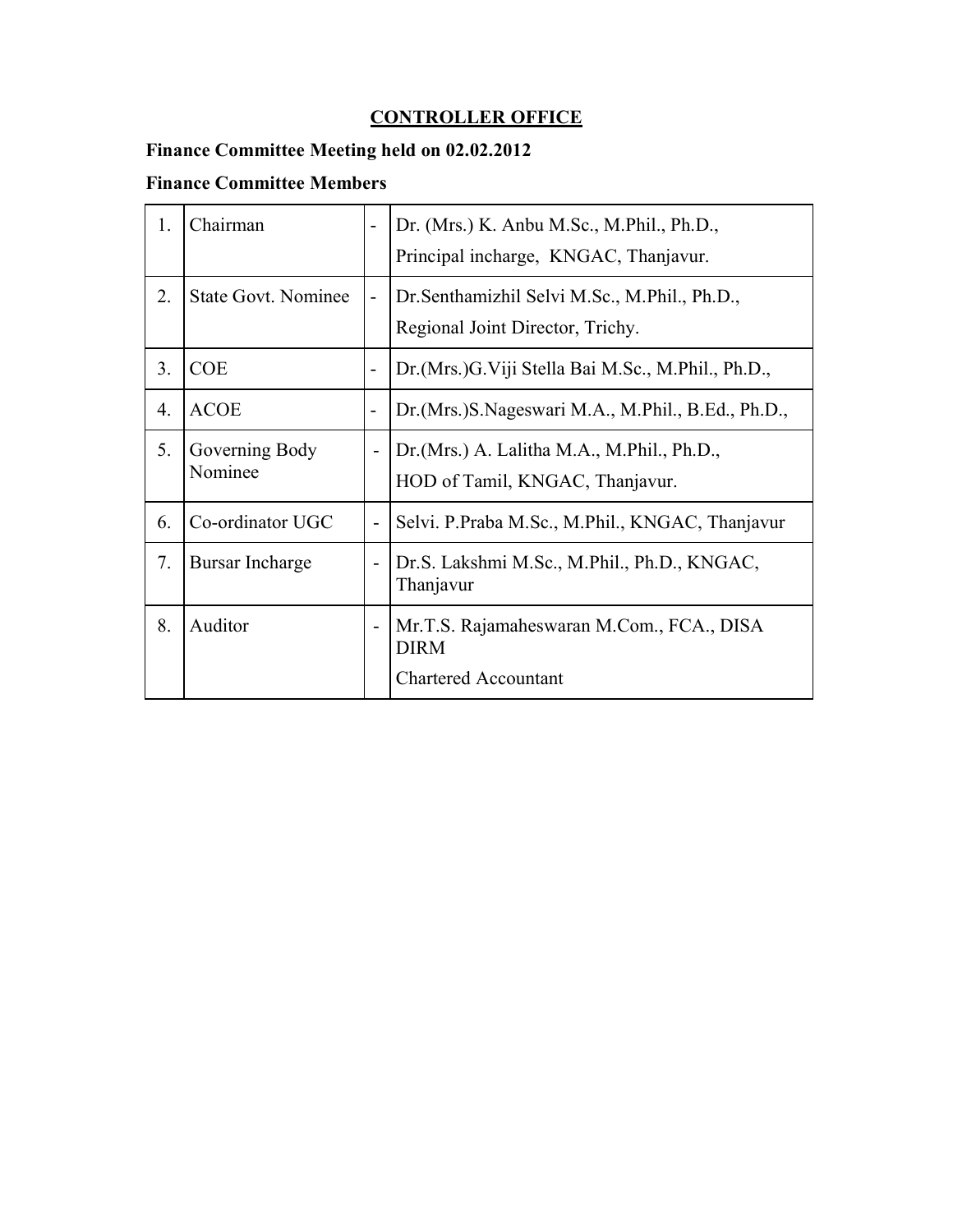## CONTROLLER OFFICE

**Finance Committee Meeting held on 02.02.2012**

**Finance Committee Members**

| | | | |
|---|---|---|---|
| 1. | Chairman | - | Dr. (Mrs.) K. Anbu M.Sc., M.Phil., Ph.D.,<br>Principal incharge, KNGAC, Thanjavur. |
| 2. | State Govt. Nominee | - | Dr.Senthamizhil Selvi M.Sc., M.Phil., Ph.D.,<br>Regional Joint Director, Trichy. |
| 3. | COE | - | Dr.(Mrs.)G.Viji Stella Bai M.Sc., M.Phil., Ph.D., |
| 4. | ACOE | - | Dr.(Mrs.)S.Nageswari M.A., M.Phil., B.Ed., Ph.D., |
| 5. | Governing Body Nominee | - | Dr.(Mrs.) A. Lalitha M.A., M.Phil., Ph.D.,<br>HOD of Tamil, KNGAC, Thanjavur. |
| 6. | Co-ordinator UGC | - | Selvi. P.Praba M.Sc., M.Phil., KNGAC, Thanjavur |
| 7. | Bursar Incharge | - | Dr.S. Lakshmi M.Sc., M.Phil., Ph.D., KNGAC, Thanjavur |
| 8. | Auditor | - | Mr.T.S. Rajamaheswaran M.Com., FCA., DISA DIRM<br>Chartered Accountant |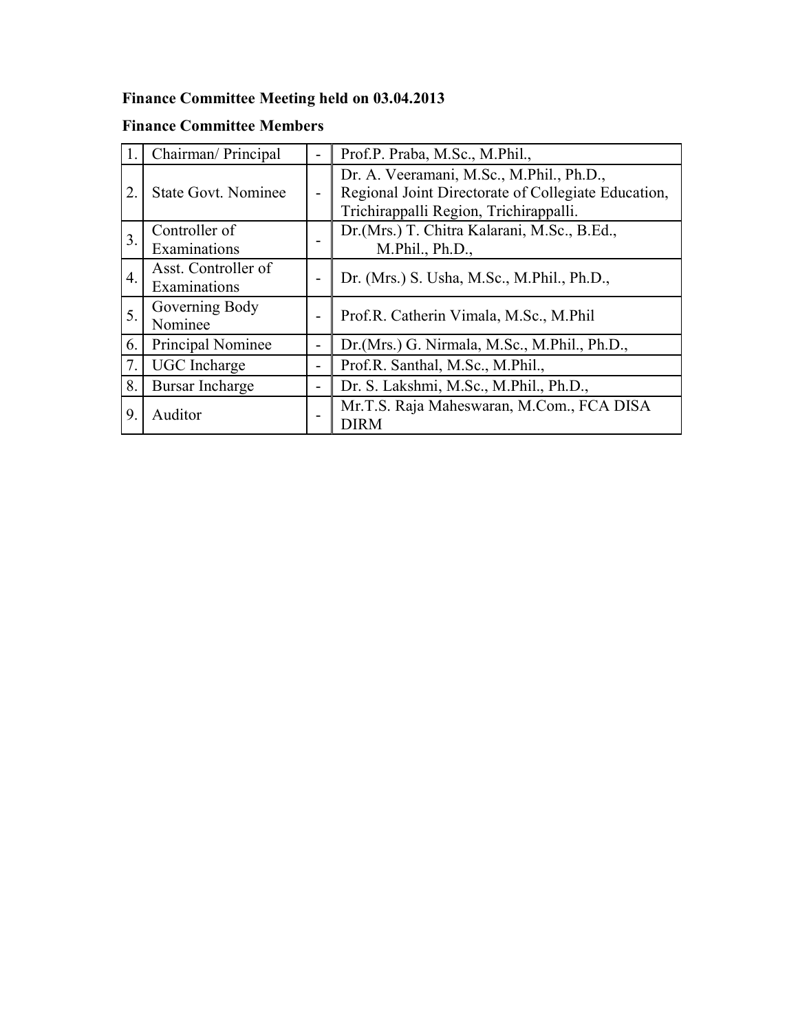**Finance Committee Meeting held on 03.04.2013**

**Finance Committee Members**

| | | | |
|---|---|---|---|
| 1. | Chairman/ Principal | - | Prof.P. Praba, M.Sc., M.Phil., |
| 2. | State Govt. Nominee | - | Dr. A. Veeramani, M.Sc., M.Phil., Ph.D., Regional Joint Directorate of Collegiate Education, Trichirappalli Region, Trichirappalli. |
| 3. | Controller of Examinations | - | Dr.(Mrs.) T. Chitra Kalarani, M.Sc., B.Ed., M.Phil., Ph.D., |
| 4. | Asst. Controller of Examinations | - | Dr. (Mrs.) S. Usha, M.Sc., M.Phil., Ph.D., |
| 5. | Governing Body Nominee | - | Prof.R. Catherin Vimala, M.Sc., M.Phil |
| 6. | Principal Nominee | - | Dr.(Mrs.) G. Nirmala, M.Sc., M.Phil., Ph.D., |
| 7. | UGC Incharge | - | Prof.R. Santhal, M.Sc., M.Phil., |
| 8. | Bursar Incharge | - | Dr. S. Lakshmi, M.Sc., M.Phil., Ph.D., |
| 9. | Auditor | - | Mr.T.S. Raja Maheswaran, M.Com., FCA DISA DIRM |